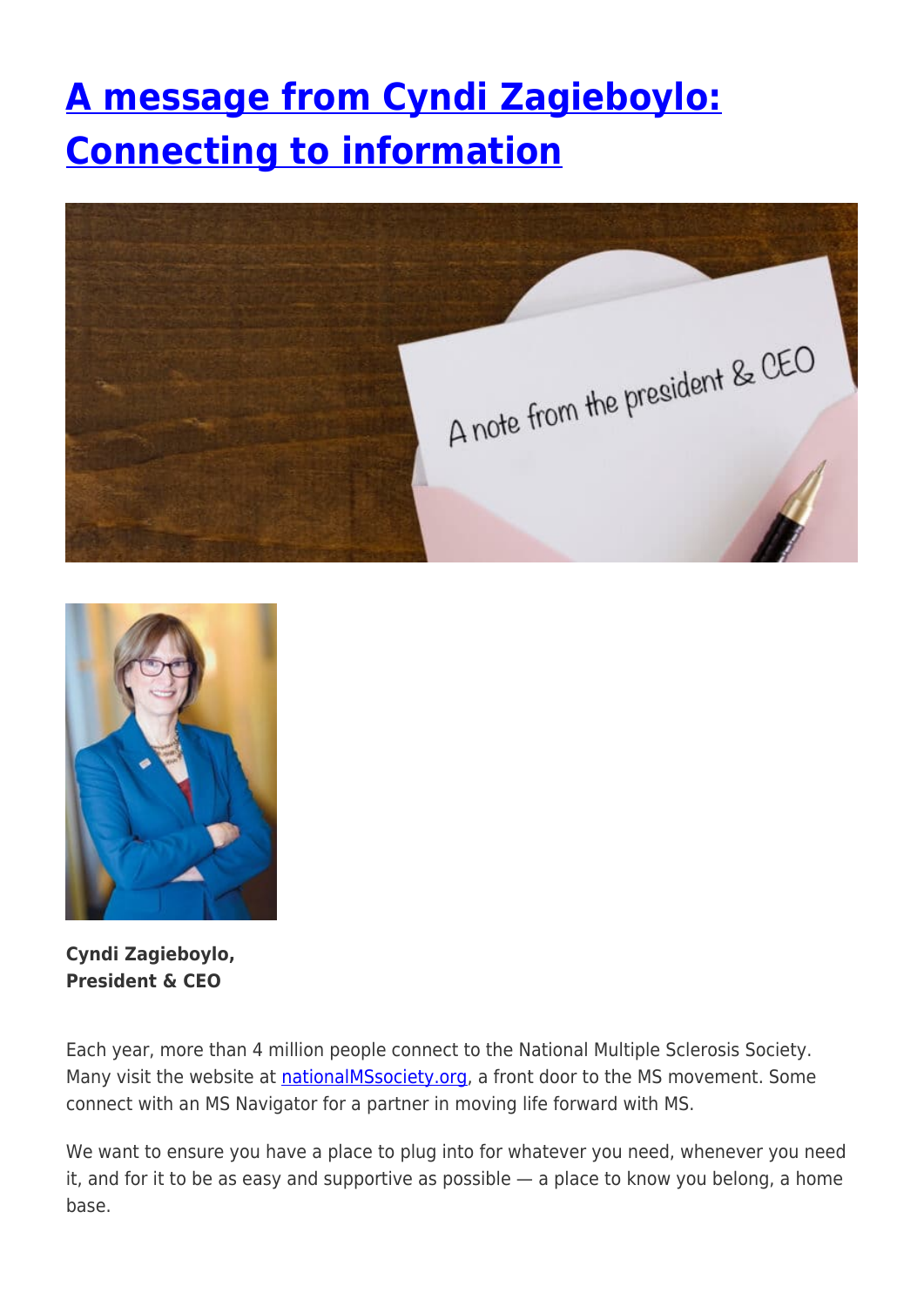# A message from Cyndi Zagieboylo: Connecting to information

**Cyndi Zagieboylo, President & CEO**

Each year, more than 4 million people connect to the National Multiple Sclerosis Society. Many visit the website at nationalMSsociety.org, a front door to the MS movement. Some connect with an MS Navigator for a partner in moving life forward with MS.

We want to ensure you have a place to plug into for whatever you need, whenever you need it, and for it to be as easy and supportive as possible — a place to know you belong, a home base.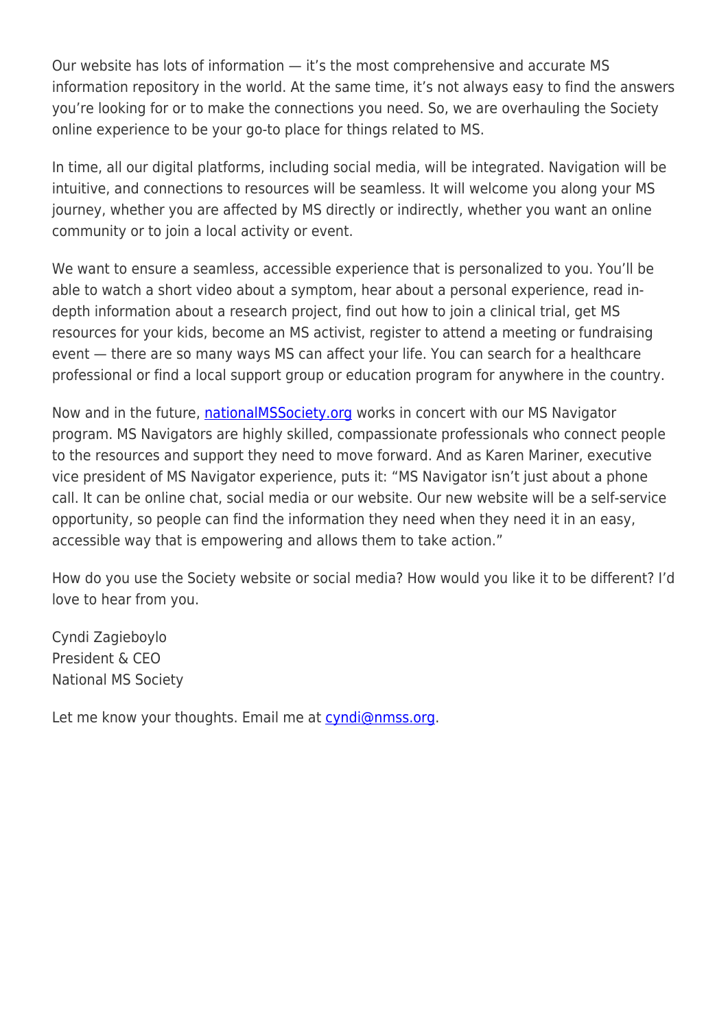Our website has lots of information — it's the most comprehensive and accurate MS information repository in the world. At the same time, it's not always easy to find the answers you're looking for or to make the connections you need. So, we are overhauling the Society online experience to be your go-to place for things related to MS.

In time, all our digital platforms, including social media, will be integrated. Navigation will be intuitive, and connections to resources will be seamless. It will welcome you along your MS journey, whether you are affected by MS directly or indirectly, whether you want an online community or to join a local activity or event.

We want to ensure a seamless, accessible experience that is personalized to you. You'll be able to watch a short video about a symptom, hear about a personal experience, read in-depth information about a research project, find out how to join a clinical trial, get MS resources for your kids, become an MS activist, register to attend a meeting or fundraising event — there are so many ways MS can affect your life. You can search for a healthcare professional or find a local support group or education program for anywhere in the country.

Now and in the future, [nationalMSSociety.org](nationalMSSociety.org) works in concert with our MS Navigator program. MS Navigators are highly skilled, compassionate professionals who connect people to the resources and support they need to move forward. And as Karen Mariner, executive vice president of MS Navigator experience, puts it: "MS Navigator isn't just about a phone call. It can be online chat, social media or our website. Our new website will be a self-service opportunity, so people can find the information they need when they need it in an easy, accessible way that is empowering and allows them to take action."

How do you use the Society website or social media? How would you like it to be different? I'd love to hear from you.

Cyndi Zagieboylo
President & CEO
National MS Society

Let me know your thoughts. Email me at [cyndi@nmss.org](mailto:cyndi@nmss.org).